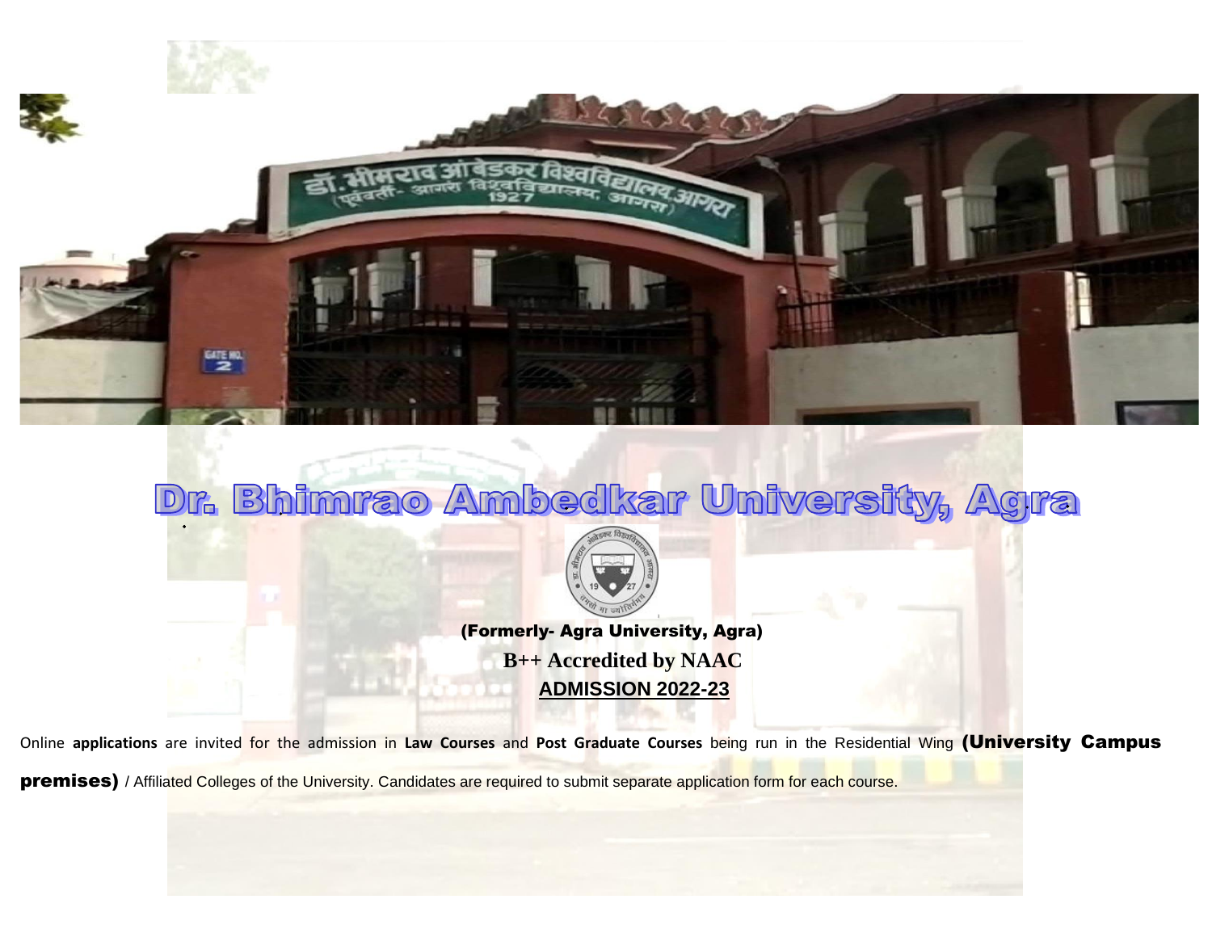# Dr. Bhimrao Ambedkar University, Agra

**(Formerly- Agra University, Agra)**

**B++ Accredited by NAAC**

**ADMISSION 2022-23**

Online **applications** are invited for the admission in **Law Courses** and **Post Graduate Courses** being run in the Residential Wing **(University Campus premises)** / Affiliated Colleges of the University. Candidates are required to submit separate application form for each course.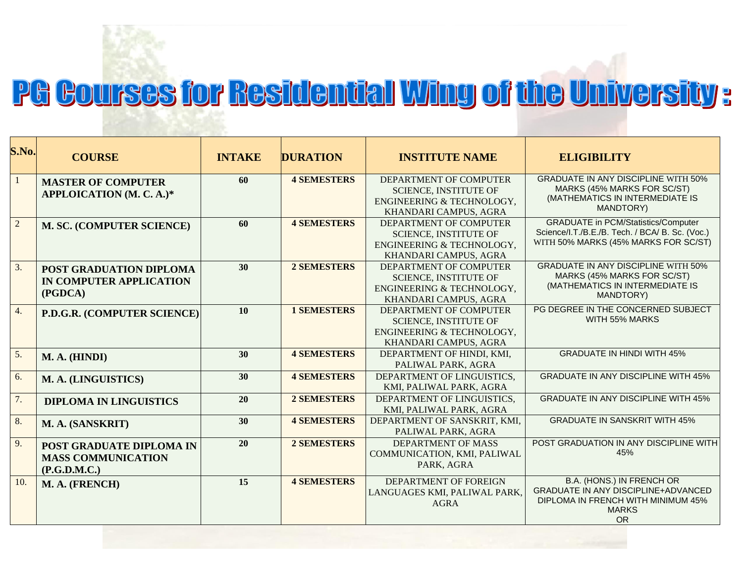# PG Courses for Residential Wing of the University :

| S.No. | COURSE | INTAKE | DURATION | INSTITUTE NAME | ELIGIBILITY |
|---|---|---|---|---|---|
| 1 | **MASTER OF COMPUTER APPLOICATION (M. C. A.)*** | **60** | **4 SEMESTERS** | DEPARTMENT OF COMPUTER SCIENCE, INSTITUTE OF ENGINEERING & TECHNOLOGY, KHANDARI CAMPUS, AGRA | GRADUATE IN ANY DISCIPLINE WITH 50% MARKS (45% MARKS FOR SC/ST) (MATHEMATICS IN INTERMEDIATE IS MANDTORY) |
| 2 | **M. SC. (COMPUTER SCIENCE)** | **60** | **4 SEMESTERS** | DEPARTMENT OF COMPUTER SCIENCE, INSTITUTE OF ENGINEERING & TECHNOLOGY, KHANDARI CAMPUS, AGRA | GRADUATE in PCM/Statistics/Computer Science/I.T./B.E./B. Tech. / BCA/ B. Sc. (Voc.) WITH 50% MARKS (45% MARKS FOR SC/ST) |
| 3. | **POST GRADUATION DIPLOMA IN COMPUTER APPLICATION (PGDCA)** | **30** | **2 SEMESTERS** | DEPARTMENT OF COMPUTER SCIENCE, INSTITUTE OF ENGINEERING & TECHNOLOGY, KHANDARI CAMPUS, AGRA | GRADUATE IN ANY DISCIPLINE WITH 50% MARKS (45% MARKS FOR SC/ST) (MATHEMATICS IN INTERMEDIATE IS MANDTORY) |
| 4. | **P.D.G.R. (COMPUTER SCIENCE)** | **10** | **1 SEMESTERS** | DEPARTMENT OF COMPUTER SCIENCE, INSTITUTE OF ENGINEERING & TECHNOLOGY, KHANDARI CAMPUS, AGRA | PG DEGREE IN THE CONCERNED SUBJECT WITH 55% MARKS |
| 5. | **M. A. (HINDI)** | **30** | **4 SEMESTERS** | DEPARTMENT OF HINDI, KMI, PALIWAL PARK, AGRA | GRADUATE IN HINDI WITH 45% |
| 6. | **M. A. (LINGUISTICS)** | **30** | **4 SEMESTERS** | DEPARTMENT OF LINGUISTICS, KMI, PALIWAL PARK, AGRA | GRADUATE IN ANY DISCIPLINE WITH 45% |
| 7. | **DIPLOMA IN LINGUISTICS** | **20** | **2 SEMESTERS** | DEPARTMENT OF LINGUISTICS, KMI, PALIWAL PARK, AGRA | GRADUATE IN ANY DISCIPLINE WITH 45% |
| 8. | **M. A. (SANSKRIT)** | **30** | **4 SEMESTERS** | DEPARTMENT OF SANSKRIT, KMI, PALIWAL PARK, AGRA | GRADUATE IN SANSKRIT WITH 45% |
| 9. | **POST GRADUATE DIPLOMA IN MASS COMMUNICATION (P.G.D.M.C.)** | **20** | **2 SEMESTERS** | DEPARTMENT OF MASS COMMUNICATION, KMI, PALIWAL PARK, AGRA | POST GRADUATION IN ANY DISCIPLINE WITH 45% |
| 10. | **M. A. (FRENCH)** | **15** | **4 SEMESTERS** | DEPARTMENT OF FOREIGN LANGUAGES KMI, PALIWAL PARK, AGRA | B.A. (HONS.) IN FRENCH OR GRADUATE IN ANY DISCIPLINE+ADVANCED DIPLOMA IN FRENCH WITH MINIMUM 45% MARKS OR |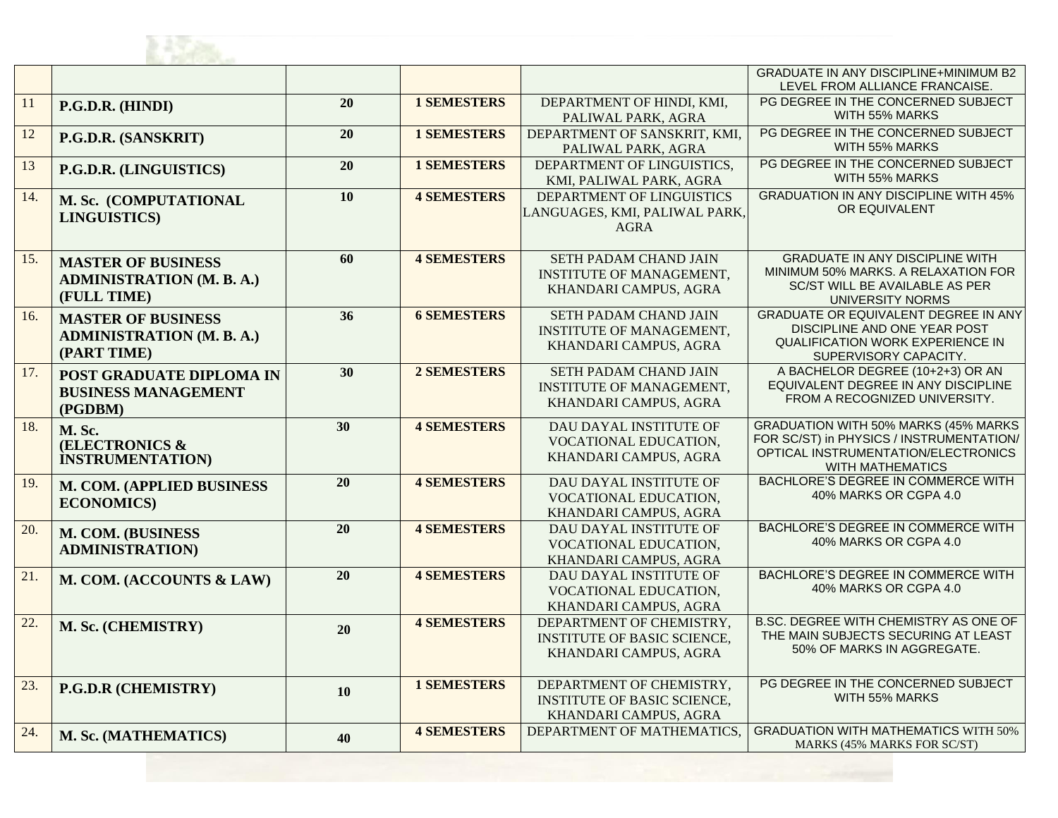| | | | | | |
|---|---|---|---|---|---|
| | | | | | GRADUATE IN ANY DISCIPLINE+MINIMUM B2 LEVEL FROM ALLIANCE FRANCAISE. |
| 11 | **P.G.D.R. (HINDI)** | **20** | **1 SEMESTERS** | DEPARTMENT OF HINDI, KMI, PALIWAL PARK, AGRA | PG DEGREE IN THE CONCERNED SUBJECT WITH 55% MARKS |
| 12 | **P.G.D.R. (SANSKRIT)** | **20** | **1 SEMESTERS** | DEPARTMENT OF SANSKRIT, KMI, PALIWAL PARK, AGRA | PG DEGREE IN THE CONCERNED SUBJECT WITH 55% MARKS |
| 13 | **P.G.D.R. (LINGUISTICS)** | **20** | **1 SEMESTERS** | DEPARTMENT OF LINGUISTICS, KMI, PALIWAL PARK, AGRA | PG DEGREE IN THE CONCERNED SUBJECT WITH 55% MARKS |
| 14. | **M. Sc. (COMPUTATIONAL LINGUISTICS)** | **10** | **4 SEMESTERS** | DEPARTMENT OF LINGUISTICS LANGUAGES, KMI, PALIWAL PARK, AGRA | GRADUATION IN ANY DISCIPLINE WITH 45% OR EQUIVALENT |
| 15. | **MASTER OF BUSINESS ADMINISTRATION (M. B. A.) (FULL TIME)** | **60** | **4 SEMESTERS** | SETH PADAM CHAND JAIN INSTITUTE OF MANAGEMENT, KHANDARI CAMPUS, AGRA | GRADUATE IN ANY DISCIPLINE WITH MINIMUM 50% MARKS. A RELAXATION FOR SC/ST WILL BE AVAILABLE AS PER UNIVERSITY NORMS |
| 16. | **MASTER OF BUSINESS ADMINISTRATION (M. B. A.) (PART TIME)** | **36** | **6 SEMESTERS** | SETH PADAM CHAND JAIN INSTITUTE OF MANAGEMENT, KHANDARI CAMPUS, AGRA | GRADUATE OR EQUIVALENT DEGREE IN ANY DISCIPLINE AND ONE YEAR POST QUALIFICATION WORK EXPERIENCE IN SUPERVISORY CAPACITY. |
| 17. | **POST GRADUATE DIPLOMA IN BUSINESS MANAGEMENT (PGDBM)** | **30** | **2 SEMESTERS** | SETH PADAM CHAND JAIN INSTITUTE OF MANAGEMENT, KHANDARI CAMPUS, AGRA | A BACHELOR DEGREE (10+2+3) OR AN EQUIVALENT DEGREE IN ANY DISCIPLINE FROM A RECOGNIZED UNIVERSITY. |
| 18. | **M. Sc. (ELECTRONICS & INSTRUMENTATION)** | **30** | **4 SEMESTERS** | DAU DAYAL INSTITUTE OF VOCATIONAL EDUCATION, KHANDARI CAMPUS, AGRA | GRADUATION WITH 50% MARKS (45% MARKS FOR SC/ST) in PHYSICS / INSTRUMENTATION/ OPTICAL INSTRUMENTATION/ELECTRONICS WITH MATHEMATICS |
| 19. | **M. COM. (APPLIED BUSINESS ECONOMICS)** | **20** | **4 SEMESTERS** | DAU DAYAL INSTITUTE OF VOCATIONAL EDUCATION, KHANDARI CAMPUS, AGRA | BACHLORE'S DEGREE IN COMMERCE WITH 40% MARKS OR CGPA 4.0 |
| 20. | **M. COM. (BUSINESS ADMINISTRATION)** | **20** | **4 SEMESTERS** | DAU DAYAL INSTITUTE OF VOCATIONAL EDUCATION, KHANDARI CAMPUS, AGRA | BACHLORE'S DEGREE IN COMMERCE WITH 40% MARKS OR CGPA 4.0 |
| 21. | **M. COM. (ACCOUNTS & LAW)** | **20** | **4 SEMESTERS** | DAU DAYAL INSTITUTE OF VOCATIONAL EDUCATION, KHANDARI CAMPUS, AGRA | BACHLORE'S DEGREE IN COMMERCE WITH 40% MARKS OR CGPA 4.0 |
| 22. | **M. Sc. (CHEMISTRY)** | **20** | **4 SEMESTERS** | DEPARTMENT OF CHEMISTRY, INSTITUTE OF BASIC SCIENCE, KHANDARI CAMPUS, AGRA | B.SC. DEGREE WITH CHEMISTRY AS ONE OF THE MAIN SUBJECTS SECURING AT LEAST 50% OF MARKS IN AGGREGATE. |
| 23. | **P.G.D.R (CHEMISTRY)** | **10** | **1 SEMESTERS** | DEPARTMENT OF CHEMISTRY, INSTITUTE OF BASIC SCIENCE, KHANDARI CAMPUS, AGRA | PG DEGREE IN THE CONCERNED SUBJECT WITH 55% MARKS |
| 24. | **M. Sc. (MATHEMATICS)** | **40** | **4 SEMESTERS** | DEPARTMENT OF MATHEMATICS, | GRADUATION WITH MATHEMATICS WITH 50% MARKS (45% MARKS FOR SC/ST) |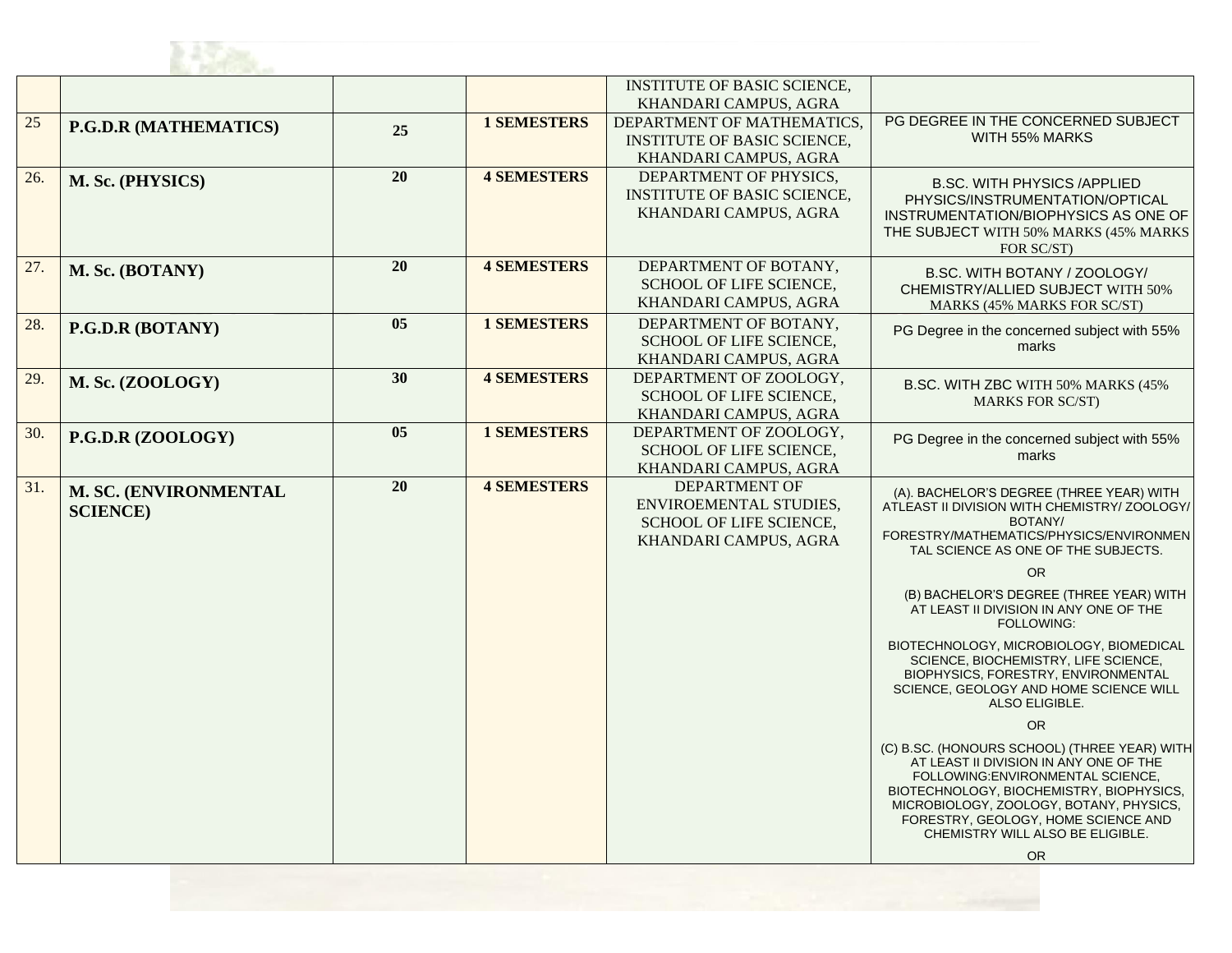| | | | | | |
|---|---|---|---|---|---|
| | | | | INSTITUTE OF BASIC SCIENCE, KHANDARI CAMPUS, AGRA | |
| 25 | **P.G.D.R (MATHEMATICS)** | **25** | **1 SEMESTERS** | DEPARTMENT OF MATHEMATICS, INSTITUTE OF BASIC SCIENCE, KHANDARI CAMPUS, AGRA | PG DEGREE IN THE CONCERNED SUBJECT WITH 55% MARKS |
| 26. | **M. Sc. (PHYSICS)** | **20** | **4 SEMESTERS** | DEPARTMENT OF PHYSICS, INSTITUTE OF BASIC SCIENCE, KHANDARI CAMPUS, AGRA | B.SC. WITH PHYSICS /APPLIED PHYSICS/INSTRUMENTATION/OPTICAL INSTRUMENTATION/BIOPHYSICS AS ONE OF THE SUBJECT WITH 50% MARKS (45% MARKS FOR SC/ST) |
| 27. | **M. Sc. (BOTANY)** | **20** | **4 SEMESTERS** | DEPARTMENT OF BOTANY, SCHOOL OF LIFE SCIENCE, KHANDARI CAMPUS, AGRA | B.SC. WITH BOTANY / ZOOLOGY/ CHEMISTRY/ALLIED SUBJECT WITH 50% MARKS (45% MARKS FOR SC/ST) |
| 28. | **P.G.D.R (BOTANY)** | **05** | **1 SEMESTERS** | DEPARTMENT OF BOTANY, SCHOOL OF LIFE SCIENCE, KHANDARI CAMPUS, AGRA | PG Degree in the concerned subject with 55% marks |
| 29. | **M. Sc. (ZOOLOGY)** | **30** | **4 SEMESTERS** | DEPARTMENT OF ZOOLOGY, SCHOOL OF LIFE SCIENCE, KHANDARI CAMPUS, AGRA | B.SC. WITH ZBC WITH 50% MARKS (45% MARKS FOR SC/ST) |
| 30. | **P.G.D.R (ZOOLOGY)** | **05** | **1 SEMESTERS** | DEPARTMENT OF ZOOLOGY, SCHOOL OF LIFE SCIENCE, KHANDARI CAMPUS, AGRA | PG Degree in the concerned subject with 55% marks |
| 31. | **M. SC. (ENVIRONMENTAL SCIENCE)** | **20** | **4 SEMESTERS** | DEPARTMENT OF ENVIROEMENTAL STUDIES, SCHOOL OF LIFE SCIENCE, KHANDARI CAMPUS, AGRA | (A). BACHELOR'S DEGREE (THREE YEAR) WITH ATLEAST II DIVISION WITH CHEMISTRY/ ZOOLOGY/ BOTANY/ FORESTRY/MATHEMATICS/PHYSICS/ENVIRONMENTAL SCIENCE AS ONE OF THE SUBJECTS.<br>OR<br>(B) BACHELOR'S DEGREE (THREE YEAR) WITH AT LEAST II DIVISION IN ANY ONE OF THE FOLLOWING:<br>BIOTECHNOLOGY, MICROBIOLOGY, BIOMEDICAL SCIENCE, BIOCHEMISTRY, LIFE SCIENCE, BIOPHYSICS, FORESTRY, ENVIRONMENTAL SCIENCE, GEOLOGY AND HOME SCIENCE WILL ALSO ELIGIBLE.<br>OR<br>(C) B.SC. (HONOURS SCHOOL) (THREE YEAR) WITH AT LEAST II DIVISION IN ANY ONE OF THE FOLLOWING:ENVIRONMENTAL SCIENCE, BIOTECHNOLOGY, BIOCHEMISTRY, BIOPHYSICS, MICROBIOLOGY, ZOOLOGY, BOTANY, PHYSICS, FORESTRY, GEOLOGY, HOME SCIENCE AND CHEMISTRY WILL ALSO BE ELIGIBLE.<br>OR |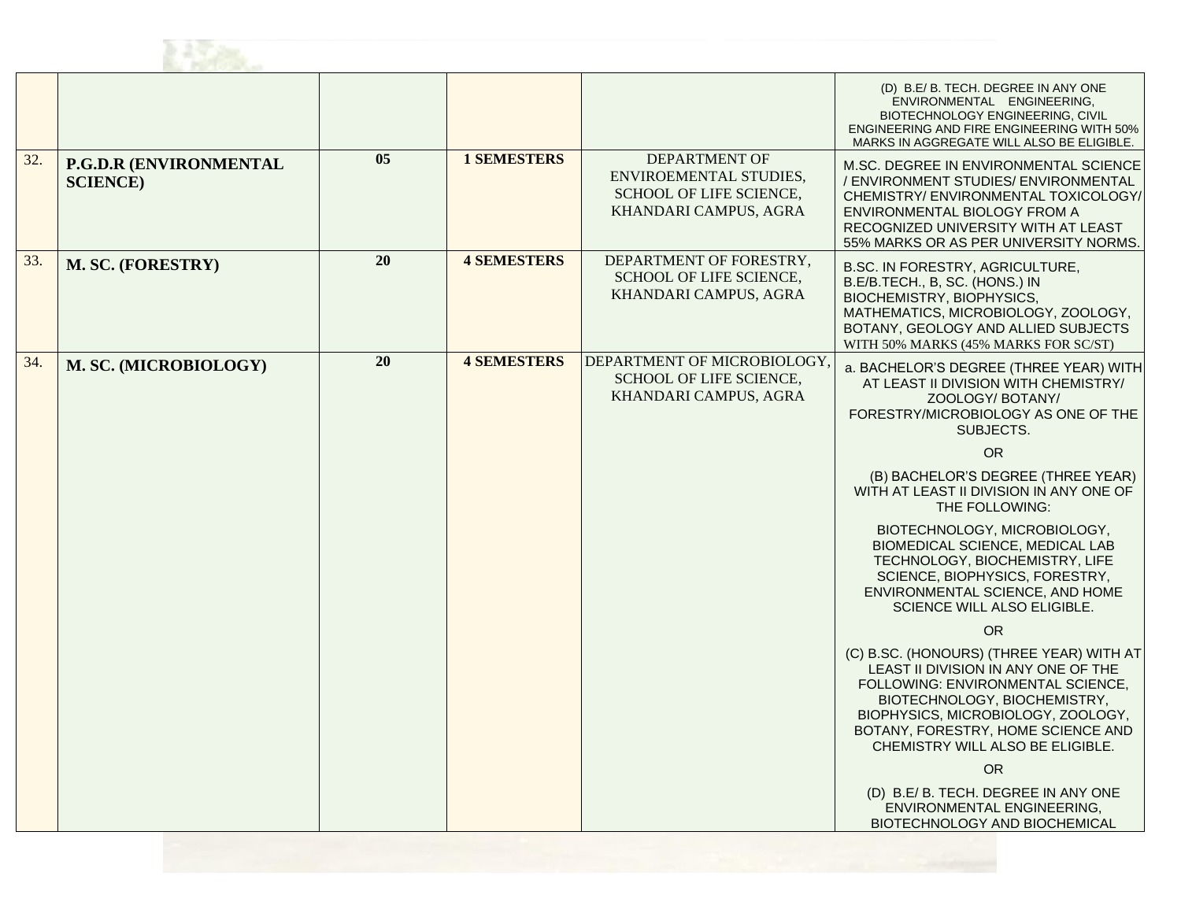| | | | | | |
|---|---|---|---|---|---|
| | | | | | (D) B.E/ B. TECH. DEGREE IN ANY ONE ENVIRONMENTAL ENGINEERING, BIOTECHNOLOGY ENGINEERING, CIVIL ENGINEERING AND FIRE ENGINEERING WITH 50% MARKS IN AGGREGATE WILL ALSO BE ELIGIBLE. |
| 32. | **P.G.D.R (ENVIRONMENTAL SCIENCE)** | **05** | **1 SEMESTERS** | DEPARTMENT OF ENVIROEMENTAL STUDIES, SCHOOL OF LIFE SCIENCE, KHANDARI CAMPUS, AGRA | M.SC. DEGREE IN ENVIRONMENTAL SCIENCE / ENVIRONMENT STUDIES/ ENVIRONMENTAL CHEMISTRY/ ENVIRONMENTAL TOXICOLOGY/ ENVIRONMENTAL BIOLOGY FROM A RECOGNIZED UNIVERSITY WITH AT LEAST 55% MARKS OR AS PER UNIVERSITY NORMS. |
| 33. | **M. SC. (FORESTRY)** | **20** | **4 SEMESTERS** | DEPARTMENT OF FORESTRY, SCHOOL OF LIFE SCIENCE, KHANDARI CAMPUS, AGRA | B.SC. IN FORESTRY, AGRICULTURE, B.E/B.TECH., B, SC. (HONS.) IN BIOCHEMISTRY, BIOPHYSICS, MATHEMATICS, MICROBIOLOGY, ZOOLOGY, BOTANY, GEOLOGY AND ALLIED SUBJECTS WITH 50% MARKS (45% MARKS FOR SC/ST) |
| 34. | **M. SC. (MICROBIOLOGY)** | **20** | **4 SEMESTERS** | DEPARTMENT OF MICROBIOLOGY, SCHOOL OF LIFE SCIENCE, KHANDARI CAMPUS, AGRA | a. BACHELOR'S DEGREE (THREE YEAR) WITH AT LEAST II DIVISION WITH CHEMISTRY/ ZOOLOGY/ BOTANY/ FORESTRY/MICROBIOLOGY AS ONE OF THE SUBJECTS.<br>OR<br>(B) BACHELOR'S DEGREE (THREE YEAR) WITH AT LEAST II DIVISION IN ANY ONE OF THE FOLLOWING:<br>BIOTECHNOLOGY, MICROBIOLOGY, BIOMEDICAL SCIENCE, MEDICAL LAB TECHNOLOGY, BIOCHEMISTRY, LIFE SCIENCE, BIOPHYSICS, FORESTRY, ENVIRONMENTAL SCIENCE, AND HOME SCIENCE WILL ALSO ELIGIBLE.<br>OR<br>(C) B.SC. (HONOURS) (THREE YEAR) WITH AT LEAST II DIVISION IN ANY ONE OF THE FOLLOWING: ENVIRONMENTAL SCIENCE, BIOTECHNOLOGY, BIOCHEMISTRY, BIOPHYSICS, MICROBIOLOGY, ZOOLOGY, BOTANY, FORESTRY, HOME SCIENCE AND CHEMISTRY WILL ALSO BE ELIGIBLE.<br>OR<br>(D) B.E/ B. TECH. DEGREE IN ANY ONE ENVIRONMENTAL ENGINEERING, BIOTECHNOLOGY AND BIOCHEMICAL |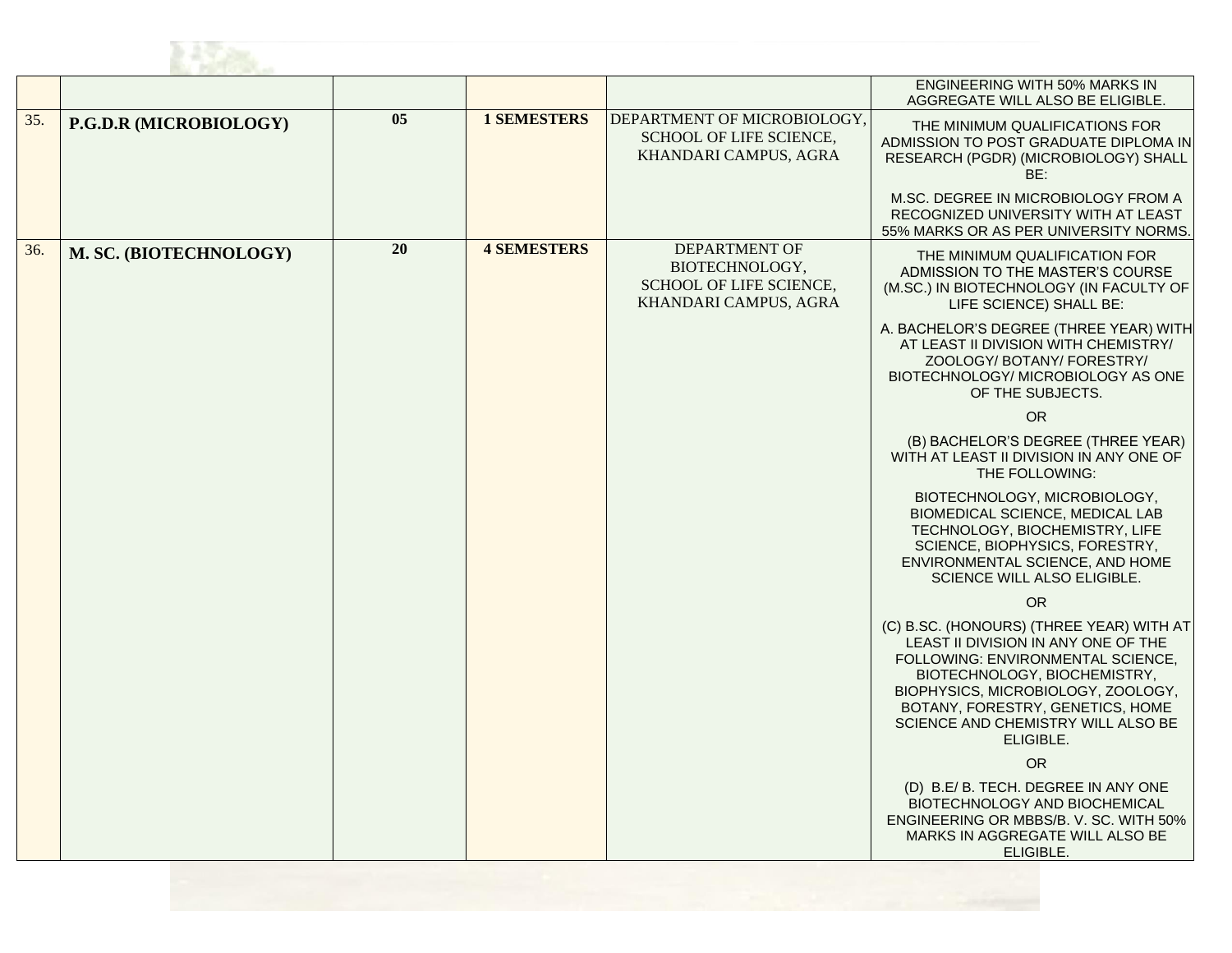| | | | | | |
|---|---|---|---|---|---|
| | | | | | ENGINEERING WITH 50% MARKS IN AGGREGATE WILL ALSO BE ELIGIBLE. |
| 35. | **P.G.D.R (MICROBIOLOGY)** | **05** | **1 SEMESTERS** | DEPARTMENT OF MICROBIOLOGY, SCHOOL OF LIFE SCIENCE, KHANDARI CAMPUS, AGRA | THE MINIMUM QUALIFICATIONS FOR ADMISSION TO POST GRADUATE DIPLOMA IN RESEARCH (PGDR) (MICROBIOLOGY) SHALL BE:<br><br>M.SC. DEGREE IN MICROBIOLOGY FROM A RECOGNIZED UNIVERSITY WITH AT LEAST 55% MARKS OR AS PER UNIVERSITY NORMS. |
| 36. | **M. SC. (BIOTECHNOLOGY)** | **20** | **4 SEMESTERS** | DEPARTMENT OF BIOTECHNOLOGY, SCHOOL OF LIFE SCIENCE, KHANDARI CAMPUS, AGRA | THE MINIMUM QUALIFICATION FOR ADMISSION TO THE MASTER'S COURSE (M.SC.) IN BIOTECHNOLOGY (IN FACULTY OF LIFE SCIENCE) SHALL BE:<br><br>A. BACHELOR'S DEGREE (THREE YEAR) WITH AT LEAST II DIVISION WITH CHEMISTRY/ ZOOLOGY/ BOTANY/ FORESTRY/ BIOTECHNOLOGY/ MICROBIOLOGY AS ONE OF THE SUBJECTS.<br><br>OR<br><br>(B) BACHELOR'S DEGREE (THREE YEAR) WITH AT LEAST II DIVISION IN ANY ONE OF THE FOLLOWING:<br><br>BIOTECHNOLOGY, MICROBIOLOGY, BIOMEDICAL SCIENCE, MEDICAL LAB TECHNOLOGY, BIOCHEMISTRY, LIFE SCIENCE, BIOPHYSICS, FORESTRY, ENVIRONMENTAL SCIENCE, AND HOME SCIENCE WILL ALSO ELIGIBLE.<br><br>OR<br><br>(C) B.SC. (HONOURS) (THREE YEAR) WITH AT LEAST II DIVISION IN ANY ONE OF THE FOLLOWING: ENVIRONMENTAL SCIENCE, BIOTECHNOLOGY, BIOCHEMISTRY, BIOPHYSICS, MICROBIOLOGY, ZOOLOGY, BOTANY, FORESTRY, GENETICS, HOME SCIENCE AND CHEMISTRY WILL ALSO BE ELIGIBLE.<br><br>OR<br><br>(D) B.E/ B. TECH. DEGREE IN ANY ONE BIOTECHNOLOGY AND BIOCHEMICAL ENGINEERING OR MBBS/B. V. SC. WITH 50% MARKS IN AGGREGATE WILL ALSO BE ELIGIBLE. |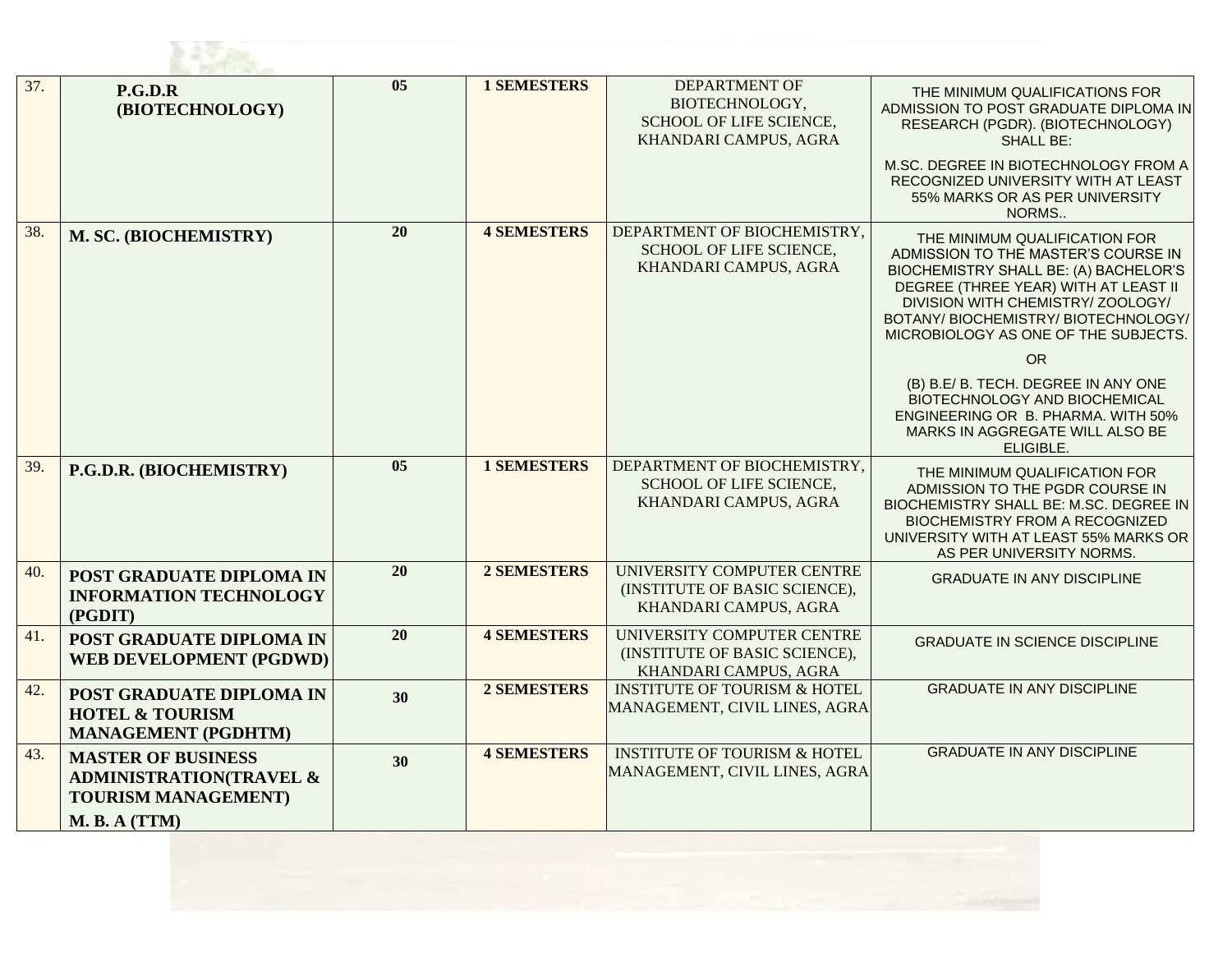| 37. | P.G.D.R (BIOTECHNOLOGY) | 05 | 1 SEMESTERS | DEPARTMENT OF BIOTECHNOLOGY, SCHOOL OF LIFE SCIENCE, KHANDARI CAMPUS, AGRA | THE MINIMUM QUALIFICATIONS FOR ADMISSION TO POST GRADUATE DIPLOMA IN RESEARCH (PGDR). (BIOTECHNOLOGY) SHALL BE: M.SC. DEGREE IN BIOTECHNOLOGY FROM A RECOGNIZED UNIVERSITY WITH AT LEAST 55% MARKS OR AS PER UNIVERSITY NORMS.. |
|---|---|---|---|---|---|
| 38. | M. SC. (BIOCHEMISTRY) | 20 | 4 SEMESTERS | DEPARTMENT OF BIOCHEMISTRY, SCHOOL OF LIFE SCIENCE, KHANDARI CAMPUS, AGRA | THE MINIMUM QUALIFICATION FOR ADMISSION TO THE MASTER'S COURSE IN BIOCHEMISTRY SHALL BE: (A) BACHELOR'S DEGREE (THREE YEAR) WITH AT LEAST II DIVISION WITH CHEMISTRY/ ZOOLOGY/ BOTANY/ BIOCHEMISTRY/ BIOTECHNOLOGY/ MICROBIOLOGY AS ONE OF THE SUBJECTS. OR (B) B.E/ B. TECH. DEGREE IN ANY ONE BIOTECHNOLOGY AND BIOCHEMICAL ENGINEERING OR B. PHARMA. WITH 50% MARKS IN AGGREGATE WILL ALSO BE ELIGIBLE. |
| 39. | P.G.D.R. (BIOCHEMISTRY) | 05 | 1 SEMESTERS | DEPARTMENT OF BIOCHEMISTRY, SCHOOL OF LIFE SCIENCE, KHANDARI CAMPUS, AGRA | THE MINIMUM QUALIFICATION FOR ADMISSION TO THE PGDR COURSE IN BIOCHEMISTRY SHALL BE: M.SC. DEGREE IN BIOCHEMISTRY FROM A RECOGNIZED UNIVERSITY WITH AT LEAST 55% MARKS OR AS PER UNIVERSITY NORMS. |
| 40. | POST GRADUATE DIPLOMA IN INFORMATION TECHNOLOGY (PGDIT) | 20 | 2 SEMESTERS | UNIVERSITY COMPUTER CENTRE (INSTITUTE OF BASIC SCIENCE), KHANDARI CAMPUS, AGRA | GRADUATE IN ANY DISCIPLINE |
| 41. | POST GRADUATE DIPLOMA IN WEB DEVELOPMENT (PGDWD) | 20 | 4 SEMESTERS | UNIVERSITY COMPUTER CENTRE (INSTITUTE OF BASIC SCIENCE), KHANDARI CAMPUS, AGRA | GRADUATE IN SCIENCE DISCIPLINE |
| 42. | POST GRADUATE DIPLOMA IN HOTEL & TOURISM MANAGEMENT (PGDHTM) | 30 | 2 SEMESTERS | INSTITUTE OF TOURISM & HOTEL MANAGEMENT, CIVIL LINES, AGRA | GRADUATE IN ANY DISCIPLINE |
| 43. | MASTER OF BUSINESS ADMINISTRATION(TRAVEL & TOURISM MANAGEMENT) M. B. A (TTM) | 30 | 4 SEMESTERS | INSTITUTE OF TOURISM & HOTEL MANAGEMENT, CIVIL LINES, AGRA | GRADUATE IN ANY DISCIPLINE |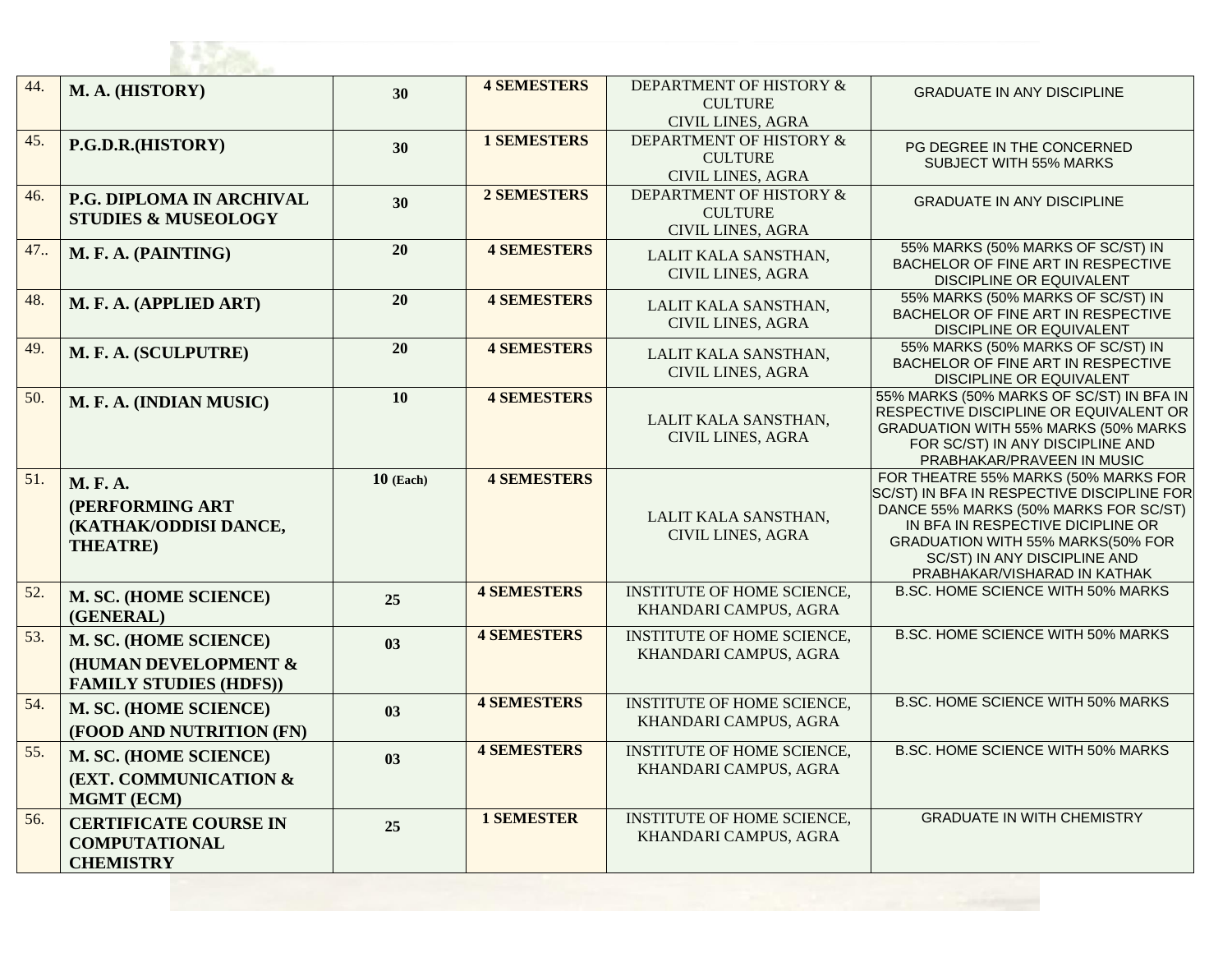| 44. | M. A. (HISTORY) | 30 | 4 SEMESTERS | DEPARTMENT OF HISTORY & CULTURE CIVIL LINES, AGRA | GRADUATE IN ANY DISCIPLINE |
|---|---|---|---|---|---|
| 45. | P.G.D.R.(HISTORY) | 30 | 1 SEMESTERS | DEPARTMENT OF HISTORY & CULTURE CIVIL LINES, AGRA | PG DEGREE IN THE CONCERNED SUBJECT WITH 55% MARKS |
| 46. | P.G. DIPLOMA IN ARCHIVAL STUDIES & MUSEOLOGY | 30 | 2 SEMESTERS | DEPARTMENT OF HISTORY & CULTURE CIVIL LINES, AGRA | GRADUATE IN ANY DISCIPLINE |
| 47.. | M. F. A. (PAINTING) | 20 | 4 SEMESTERS | LALIT KALA SANSTHAN, CIVIL LINES, AGRA | 55% MARKS (50% MARKS OF SC/ST) IN BACHELOR OF FINE ART IN RESPECTIVE DISCIPLINE OR EQUIVALENT |
| 48. | M. F. A. (APPLIED ART) | 20 | 4 SEMESTERS | LALIT KALA SANSTHAN, CIVIL LINES, AGRA | 55% MARKS (50% MARKS OF SC/ST) IN BACHELOR OF FINE ART IN RESPECTIVE DISCIPLINE OR EQUIVALENT |
| 49. | M. F. A. (SCULPUTRE) | 20 | 4 SEMESTERS | LALIT KALA SANSTHAN, CIVIL LINES, AGRA | 55% MARKS (50% MARKS OF SC/ST) IN BACHELOR OF FINE ART IN RESPECTIVE DISCIPLINE OR EQUIVALENT |
| 50. | M. F. A. (INDIAN MUSIC) | 10 | 4 SEMESTERS | LALIT KALA SANSTHAN, CIVIL LINES, AGRA | 55% MARKS (50% MARKS OF SC/ST) IN BFA IN RESPECTIVE DISCIPLINE OR EQUIVALENT OR GRADUATION WITH 55% MARKS (50% MARKS FOR SC/ST) IN ANY DISCIPLINE AND PRABHAKAR/PRAVEEN IN MUSIC |
| 51. | M. F. A. (PERFORMING ART (KATHAK/ODDISI DANCE, THEATRE) | 10 (Each) | 4 SEMESTERS | LALIT KALA SANSTHAN, CIVIL LINES, AGRA | FOR THEATRE 55% MARKS (50% MARKS FOR SC/ST) IN BFA IN RESPECTIVE DISCIPLINE FOR DANCE 55% MARKS (50% MARKS FOR SC/ST) IN BFA IN RESPECTIVE DICIPLINE OR GRADUATION WITH 55% MARKS(50% FOR SC/ST) IN ANY DISCIPLINE AND PRABHAKAR/VISHARAD IN KATHAK |
| 52. | M. SC. (HOME SCIENCE) (GENERAL) | 25 | 4 SEMESTERS | INSTITUTE OF HOME SCIENCE, KHANDARI CAMPUS, AGRA | B.SC. HOME SCIENCE WITH 50% MARKS |
| 53. | M. SC. (HOME SCIENCE) (HUMAN DEVELOPMENT & FAMILY STUDIES (HDFS)) | 03 | 4 SEMESTERS | INSTITUTE OF HOME SCIENCE, KHANDARI CAMPUS, AGRA | B.SC. HOME SCIENCE WITH 50% MARKS |
| 54. | M. SC. (HOME SCIENCE) (FOOD AND NUTRITION (FN) | 03 | 4 SEMESTERS | INSTITUTE OF HOME SCIENCE, KHANDARI CAMPUS, AGRA | B.SC. HOME SCIENCE WITH 50% MARKS |
| 55. | M. SC. (HOME SCIENCE) (EXT. COMMUNICATION & MGMT (ECM) | 03 | 4 SEMESTERS | INSTITUTE OF HOME SCIENCE, KHANDARI CAMPUS, AGRA | B.SC. HOME SCIENCE WITH 50% MARKS |
| 56. | CERTIFICATE COURSE IN COMPUTATIONAL CHEMISTRY | 25 | 1 SEMESTER | INSTITUTE OF HOME SCIENCE, KHANDARI CAMPUS, AGRA | GRADUATE IN WITH CHEMISTRY |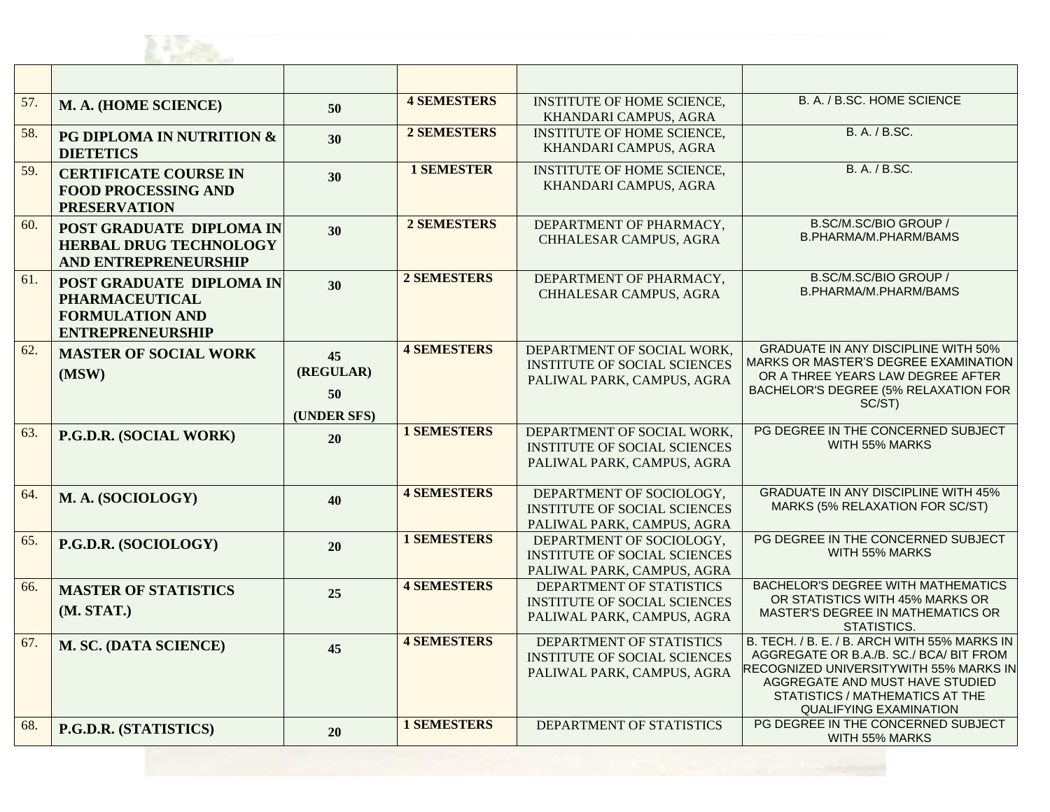| | | | | | |
|---|---|---|---|---|---|
| 57. | **M. A. (HOME SCIENCE)** | **50** | **4 SEMESTERS** | INSTITUTE OF HOME SCIENCE, KHANDARI CAMPUS, AGRA | B. A. / B.SC. HOME SCIENCE |
| 58. | **PG DIPLOMA IN NUTRITION & DIETETICS** | **30** | **2 SEMESTERS** | INSTITUTE OF HOME SCIENCE, KHANDARI CAMPUS, AGRA | B. A. / B.SC. |
| 59. | **CERTIFICATE COURSE IN FOOD PROCESSING AND PRESERVATION** | **30** | **1 SEMESTER** | INSTITUTE OF HOME SCIENCE, KHANDARI CAMPUS, AGRA | B. A. / B.SC. |
| 60. | **POST GRADUATE DIPLOMA IN HERBAL DRUG TECHNOLOGY AND ENTREPRENEURSHIP** | **30** | **2 SEMESTERS** | DEPARTMENT OF PHARMACY, CHHALESAR CAMPUS, AGRA | B.SC/M.SC/BIO GROUP / B.PHARMA/M.PHARM/BAMS |
| 61. | **POST GRADUATE DIPLOMA IN PHARMACEUTICAL FORMULATION AND ENTREPRENEURSHIP** | **30** | **2 SEMESTERS** | DEPARTMENT OF PHARMACY, CHHALESAR CAMPUS, AGRA | B.SC/M.SC/BIO GROUP / B.PHARMA/M.PHARM/BAMS |
| 62. | **MASTER OF SOCIAL WORK (MSW)** | **45 (REGULAR) 50 (UNDER SFS)** | **4 SEMESTERS** | DEPARTMENT OF SOCIAL WORK, INSTITUTE OF SOCIAL SCIENCES PALIWAL PARK, CAMPUS, AGRA | GRADUATE IN ANY DISCIPLINE WITH 50% MARKS OR MASTER'S DEGREE EXAMINATION OR A THREE YEARS LAW DEGREE AFTER BACHELOR'S DEGREE (5% RELAXATION FOR SC/ST) |
| 63. | **P.G.D.R. (SOCIAL WORK)** | **20** | **1 SEMESTERS** | DEPARTMENT OF SOCIAL WORK, INSTITUTE OF SOCIAL SCIENCES PALIWAL PARK, CAMPUS, AGRA | PG DEGREE IN THE CONCERNED SUBJECT WITH 55% MARKS |
| 64. | **M. A. (SOCIOLOGY)** | **40** | **4 SEMESTERS** | DEPARTMENT OF SOCIOLOGY, INSTITUTE OF SOCIAL SCIENCES PALIWAL PARK, CAMPUS, AGRA | GRADUATE IN ANY DISCIPLINE WITH 45% MARKS (5% RELAXATION FOR SC/ST) |
| 65. | **P.G.D.R. (SOCIOLOGY)** | **20** | **1 SEMESTERS** | DEPARTMENT OF SOCIOLOGY, INSTITUTE OF SOCIAL SCIENCES PALIWAL PARK, CAMPUS, AGRA | PG DEGREE IN THE CONCERNED SUBJECT WITH 55% MARKS |
| 66. | **MASTER OF STATISTICS (M. STAT.)** | **25** | **4 SEMESTERS** | DEPARTMENT OF STATISTICS INSTITUTE OF SOCIAL SCIENCES PALIWAL PARK, CAMPUS, AGRA | BACHELOR'S DEGREE WITH MATHEMATICS OR STATISTICS WITH 45% MARKS OR MASTER'S DEGREE IN MATHEMATICS OR STATISTICS. |
| 67. | **M. SC. (DATA SCIENCE)** | **45** | **4 SEMESTERS** | DEPARTMENT OF STATISTICS INSTITUTE OF SOCIAL SCIENCES PALIWAL PARK, CAMPUS, AGRA | B. TECH. / B. E. / B. ARCH WITH 55% MARKS IN AGGREGATE OR B.A./B. SC./ BCA/ BIT FROM RECOGNIZED UNIVERSITYWITH 55% MARKS IN AGGREGATE AND MUST HAVE STUDIED STATISTICS / MATHEMATICS AT THE QUALIFYING EXAMINATION |
| 68. | **P.G.D.R. (STATISTICS)** | **20** | **1 SEMESTERS** | DEPARTMENT OF STATISTICS | PG DEGREE IN THE CONCERNED SUBJECT WITH 55% MARKS |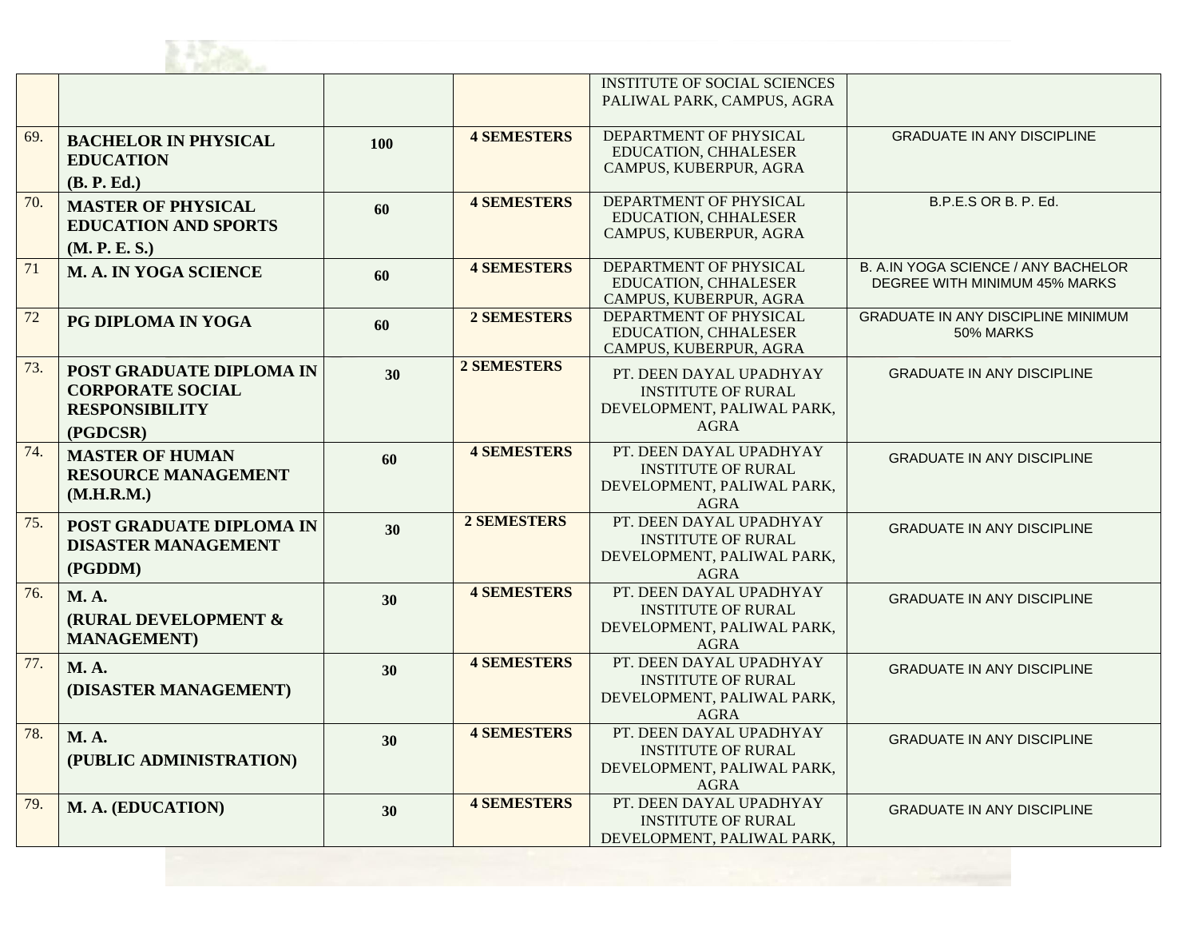| | | | | | |
|---|---|---|---|---|---|
| | | | | INSTITUTE OF SOCIAL SCIENCES PALIWAL PARK, CAMPUS, AGRA | |
| 69. | **BACHELOR IN PHYSICAL EDUCATION (B. P. Ed.)** | **100** | **4 SEMESTERS** | DEPARTMENT OF PHYSICAL EDUCATION, CHHALESER CAMPUS, KUBERPUR, AGRA | GRADUATE IN ANY DISCIPLINE |
| 70. | **MASTER OF PHYSICAL EDUCATION AND SPORTS (M. P. E. S.)** | **60** | **4 SEMESTERS** | DEPARTMENT OF PHYSICAL EDUCATION, CHHALESER CAMPUS, KUBERPUR, AGRA | B.P.E.S OR B. P. Ed. |
| 71 | **M. A. IN YOGA SCIENCE** | **60** | **4 SEMESTERS** | DEPARTMENT OF PHYSICAL EDUCATION, CHHALESER CAMPUS, KUBERPUR, AGRA | B. A.IN YOGA SCIENCE / ANY BACHELOR DEGREE WITH MINIMUM 45% MARKS |
| 72 | **PG DIPLOMA IN YOGA** | **60** | **2 SEMESTERS** | DEPARTMENT OF PHYSICAL EDUCATION, CHHALESER CAMPUS, KUBERPUR, AGRA | GRADUATE IN ANY DISCIPLINE MINIMUM 50% MARKS |
| 73. | **POST GRADUATE DIPLOMA IN CORPORATE SOCIAL RESPONSIBILITY (PGDCSR)** | **30** | **2 SEMESTERS** | PT. DEEN DAYAL UPADHYAY INSTITUTE OF RURAL DEVELOPMENT, PALIWAL PARK, AGRA | GRADUATE IN ANY DISCIPLINE |
| 74. | **MASTER OF HUMAN RESOURCE MANAGEMENT (M.H.R.M.)** | **60** | **4 SEMESTERS** | PT. DEEN DAYAL UPADHYAY INSTITUTE OF RURAL DEVELOPMENT, PALIWAL PARK, AGRA | GRADUATE IN ANY DISCIPLINE |
| 75. | **POST GRADUATE DIPLOMA IN DISASTER MANAGEMENT (PGDDM)** | **30** | **2 SEMESTERS** | PT. DEEN DAYAL UPADHYAY INSTITUTE OF RURAL DEVELOPMENT, PALIWAL PARK, AGRA | GRADUATE IN ANY DISCIPLINE |
| 76. | **M. A. (RURAL DEVELOPMENT & MANAGEMENT)** | **30** | **4 SEMESTERS** | PT. DEEN DAYAL UPADHYAY INSTITUTE OF RURAL DEVELOPMENT, PALIWAL PARK, AGRA | GRADUATE IN ANY DISCIPLINE |
| 77. | **M. A. (DISASTER MANAGEMENT)** | **30** | **4 SEMESTERS** | PT. DEEN DAYAL UPADHYAY INSTITUTE OF RURAL DEVELOPMENT, PALIWAL PARK, AGRA | GRADUATE IN ANY DISCIPLINE |
| 78. | **M. A. (PUBLIC ADMINISTRATION)** | **30** | **4 SEMESTERS** | PT. DEEN DAYAL UPADHYAY INSTITUTE OF RURAL DEVELOPMENT, PALIWAL PARK, AGRA | GRADUATE IN ANY DISCIPLINE |
| 79. | **M. A. (EDUCATION)** | **30** | **4 SEMESTERS** | PT. DEEN DAYAL UPADHYAY INSTITUTE OF RURAL DEVELOPMENT, PALIWAL PARK, | GRADUATE IN ANY DISCIPLINE |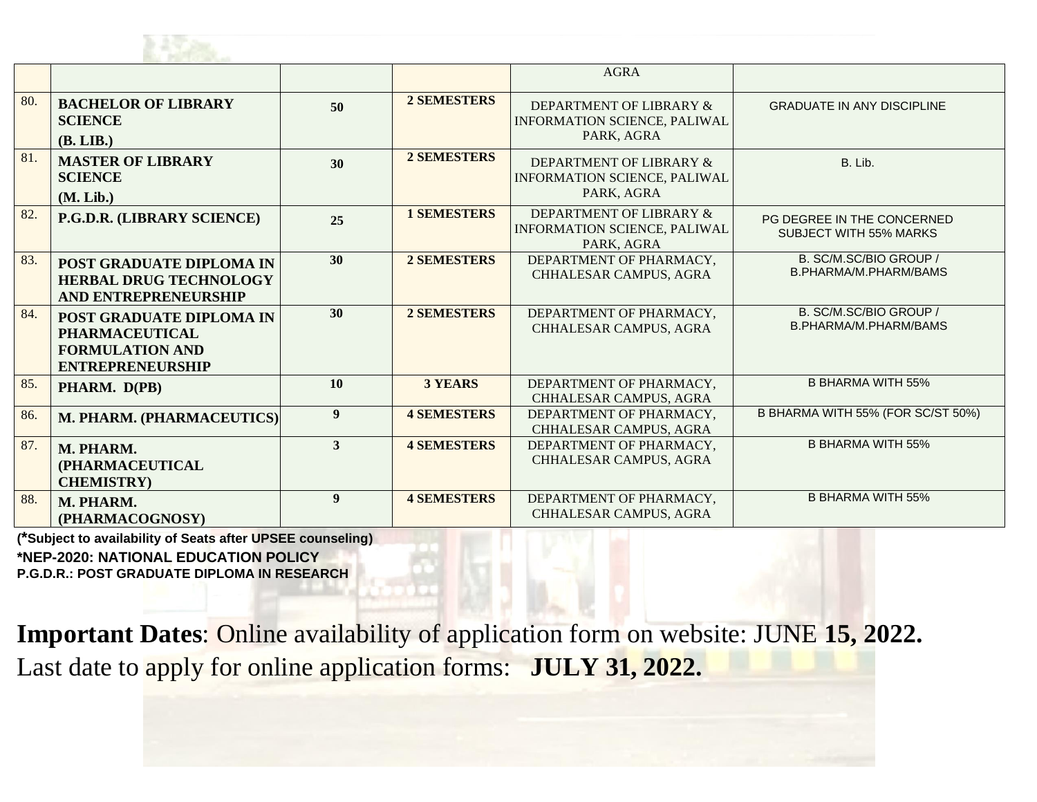|  |  |  |  | AGRA |  |
|---|---|---|---|---|---|
| 80. | **BACHELOR OF LIBRARY SCIENCE (B. LIB.)** | **50** | **2 SEMESTERS** | DEPARTMENT OF LIBRARY & INFORMATION SCIENCE, PALIWAL PARK, AGRA | GRADUATE IN ANY DISCIPLINE |
| 81. | **MASTER OF LIBRARY SCIENCE (M. Lib.)** | **30** | **2 SEMESTERS** | DEPARTMENT OF LIBRARY & INFORMATION SCIENCE, PALIWAL PARK, AGRA | B. Lib. |
| 82. | **P.G.D.R. (LIBRARY SCIENCE)** | **25** | **1 SEMESTERS** | DEPARTMENT OF LIBRARY & INFORMATION SCIENCE, PALIWAL PARK, AGRA | PG DEGREE IN THE CONCERNED SUBJECT WITH 55% MARKS |
| 83. | **POST GRADUATE DIPLOMA IN HERBAL DRUG TECHNOLOGY AND ENTREPRENEURSHIP** | **30** | **2 SEMESTERS** | DEPARTMENT OF PHARMACY, CHHALESAR CAMPUS, AGRA | B. SC/M.SC/BIO GROUP / B.PHARMA/M.PHARM/BAMS |
| 84. | **POST GRADUATE DIPLOMA IN PHARMACEUTICAL FORMULATION AND ENTREPRENEURSHIP** | **30** | **2 SEMESTERS** | DEPARTMENT OF PHARMACY, CHHALESAR CAMPUS, AGRA | B. SC/M.SC/BIO GROUP / B.PHARMA/M.PHARM/BAMS |
| 85. | **PHARM. D(PB)** | **10** | **3 YEARS** | DEPARTMENT OF PHARMACY, CHHALESAR CAMPUS, AGRA | B BHARMA WITH 55% |
| 86. | **M. PHARM. (PHARMACEUTICS)** | **9** | **4 SEMESTERS** | DEPARTMENT OF PHARMACY, CHHALESAR CAMPUS, AGRA | B BHARMA WITH 55% (FOR SC/ST 50%) |
| 87. | **M. PHARM. (PHARMACEUTICAL CHEMISTRY)** | **3** | **4 SEMESTERS** | DEPARTMENT OF PHARMACY, CHHALESAR CAMPUS, AGRA | B BHARMA WITH 55% |
| 88. | **M. PHARM. (PHARMACOGNOSY)** | **9** | **4 SEMESTERS** | DEPARTMENT OF PHARMACY, CHHALESAR CAMPUS, AGRA | B BHARMA WITH 55% |

**(*Subject to availability of Seats after UPSEE counseling)**
**\*NEP-2020: NATIONAL EDUCATION POLICY**
**P.G.D.R.: POST GRADUATE DIPLOMA IN RESEARCH**

**Important Dates**: Online availability of application form on website: JUNE **15, 2022.**
Last date to apply for online application forms: **JULY 31, 2022.**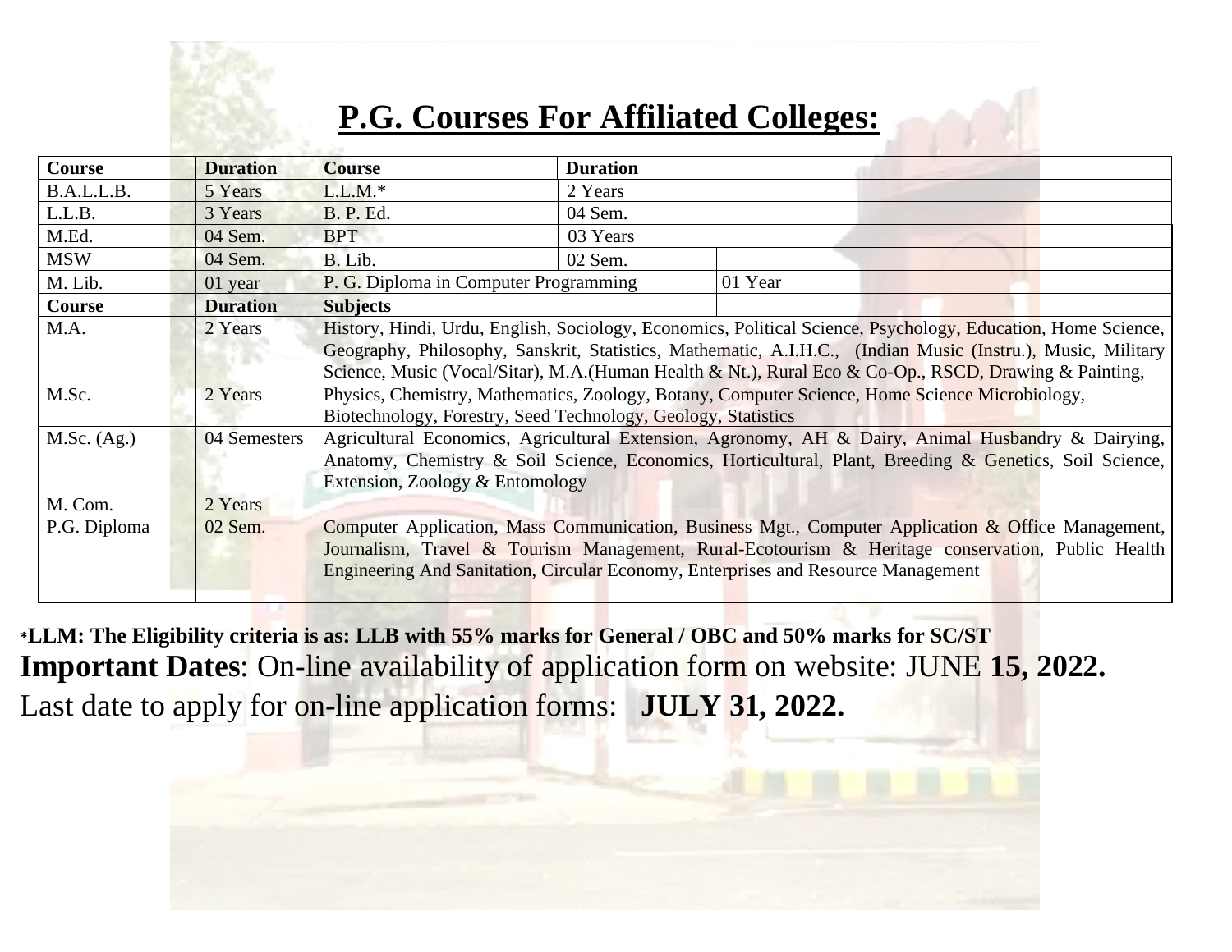## P.G. Courses For Affiliated Colleges:

| Course | Duration | Course | Duration | |
|---|---|---|---|---|
| B.A.L.L.B. | 5 Years | L.L.M.* | 2 Years | |
| L.L.B. | 3 Years | B. P. Ed. | 04 Sem. | |
| M.Ed. | 04 Sem. | BPT | 03 Years | |
| MSW | 04 Sem. | B. Lib. | 02 Sem. | |
| M. Lib. | 01 year | P. G. Diploma in Computer Programming | | 01 Year |
| **Course** | **Duration** | **Subjects** | | |
| M.A. | 2 Years | History, Hindi, Urdu, English, Sociology, Economics, Political Science, Psychology, Education, Home Science, Geography, Philosophy, Sanskrit, Statistics, Mathematic, A.I.H.C., (Indian Music (Instru.), Music, Military Science, Music (Vocal/Sitar), M.A.(Human Health & Nt.), Rural Eco & Co-Op., RSCD, Drawing & Painting, | | |
| M.Sc. | 2 Years | Physics, Chemistry, Mathematics, Zoology, Botany, Computer Science, Home Science Microbiology, Biotechnology, Forestry, Seed Technology, Geology, Statistics | | |
| M.Sc. (Ag.) | 04 Semesters | Agricultural Economics, Agricultural Extension, Agronomy, AH & Dairy, Animal Husbandry & Dairying, Anatomy, Chemistry & Soil Science, Economics, Horticultural, Plant, Breeding & Genetics, Soil Science, Extension, Zoology & Entomology | | |
| M. Com. | 2 Years | | | |
| P.G. Diploma | 02 Sem. | Computer Application, Mass Communication, Business Mgt., Computer Application & Office Management, Journalism, Travel & Tourism Management, Rural-Ecotourism & Heritage conservation, Public Health Engineering And Sanitation, Circular Economy, Enterprises and Resource Management | | |

***LLM: The Eligibility criteria is as: LLB with 55% marks for General / OBC and 50% marks for SC/ST**

**Important Dates**: On-line availability of application form on website: JUNE **15, 2022.**

Last date to apply for on-line application forms: **JULY 31, 2022.**